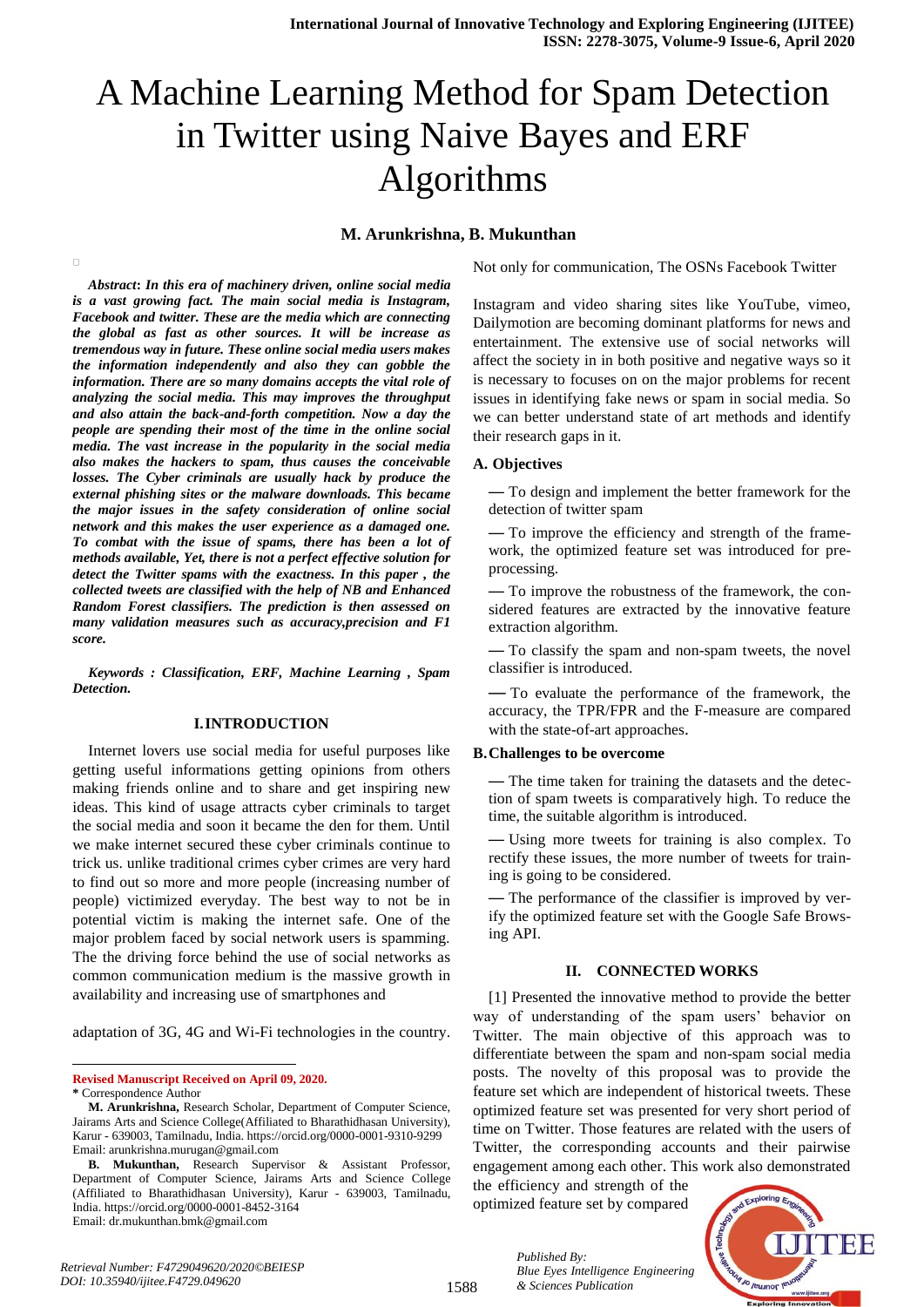# A Machine Learning Method for Spam Detection in Twitter using Naive Bayes and ERF Algorithms

**M. Arunkrishna, B. Mukunthan**

***Abstract*: *In this era of machinery driven, online social media is a vast growing fact. The main social media is Instagram, Facebook and twitter. These are the media which are connecting the global as fast as other sources. It will be increase as tremendous way in future. These online social media users makes the information independently and also they can gobble the information. There are so many domains accepts the vital role of analyzing the social media. This may improves the throughput and also attain the back-and-forth competition. Now a day the people are spending their most of the time in the online social media. The vast increase in the popularity in the social media also makes the hackers to spam, thus causes the conceivable losses. The Cyber criminals are usually hack by produce the external phishing sites or the malware downloads. This became the major issues in the safety consideration of online social network and this makes the user experience as a damaged one. To combat with the issue of spams, there has been a lot of methods available, Yet, there is not a perfect effective solution for detect the Twitter spams with the exactness. In this paper , the collected tweets are classified with the help of NB and Enhanced Random Forest classifiers. The prediction is then assessed on many validation measures such as accuracy,precision and F1 score.***

***Keywords : Classification, ERF, Machine Learning , Spam Detection.***

## I. INTRODUCTION

Internet lovers use social media for useful purposes like getting useful informations getting opinions from others making friends online and to share and get inspiring new ideas. This kind of usage attracts cyber criminals to target the social media and soon it became the den for them. Until we make internet secured these cyber criminals continue to trick us. unlike traditional crimes cyber crimes are very hard to find out so more and more people (increasing number of people) victimized everyday. The best way to not be in potential victim is making the internet safe. One of the major problem faced by social network users is spamming. The the driving force behind the use of social networks as common communication medium is the massive growth in availability and increasing use of smartphones and

adaptation of 3G, 4G and Wi-Fi technologies in the country.

Not only for communication, The OSNs Facebook Twitter

Instagram and video sharing sites like YouTube, vimeo, Dailymotion are becoming dominant platforms for news and entertainment. The extensive use of social networks will affect the society in in both positive and negative ways so it is necessary to focuses on on the major problems for recent issues in identifying fake news or spam in social media. So we can better understand state of art methods and identify their research gaps in it.

### A. Objectives

— To design and implement the better framework for the detection of twitter spam

— To improve the efficiency and strength of the framework, the optimized feature set was introduced for preprocessing.

— To improve the robustness of the framework, the considered features are extracted by the innovative feature extraction algorithm.

— To classify the spam and non-spam tweets, the novel classifier is introduced.

— To evaluate the performance of the framework, the accuracy, the TPR/FPR and the F-measure are compared with the state-of-art approaches.

### B. Challenges to be overcome

— The time taken for training the datasets and the detection of spam tweets is comparatively high. To reduce the time, the suitable algorithm is introduced.

— Using more tweets for training is also complex. To rectify these issues, the more number of tweets for training is going to be considered.

— The performance of the classifier is improved by verify the optimized feature set with the Google Safe Browsing API.

## II. CONNECTED WORKS

[1] Presented the innovative method to provide the better way of understanding of the spam users' behavior on Twitter. The main objective of this approach was to differentiate between the spam and non-spam social media posts. The novelty of this proposal was to provide the feature set which are independent of historical tweets. These optimized feature set was presented for very short period of time on Twitter. Those features are related with the users of Twitter, the corresponding accounts and their pairwise engagement among each other. This work also demonstrated the efficiency and strength of the optimized feature set by compared

---

**Revised Manuscript Received on April 09, 2020.**

**\*** Correspondence Author

**M. Arunkrishna,** Research Scholar, Department of Computer Science, Jairams Arts and Science College(Affiliated to Bharathidhasan University), Karur - 639003, Tamilnadu, India. https://orcid.org/0000-0001-9310-9299 Email: arunkrishna.murugan@gmail.com

**B. Mukunthan,** Research Supervisor & Assistant Professor, Department of Computer Science, Jairams Arts and Science College (Affiliated to Bharathidhasan University), Karur - 639003, Tamilnadu, India. https://orcid.org/0000-0001-8452-3164 Email: dr.mukunthan.bmk@gmail.com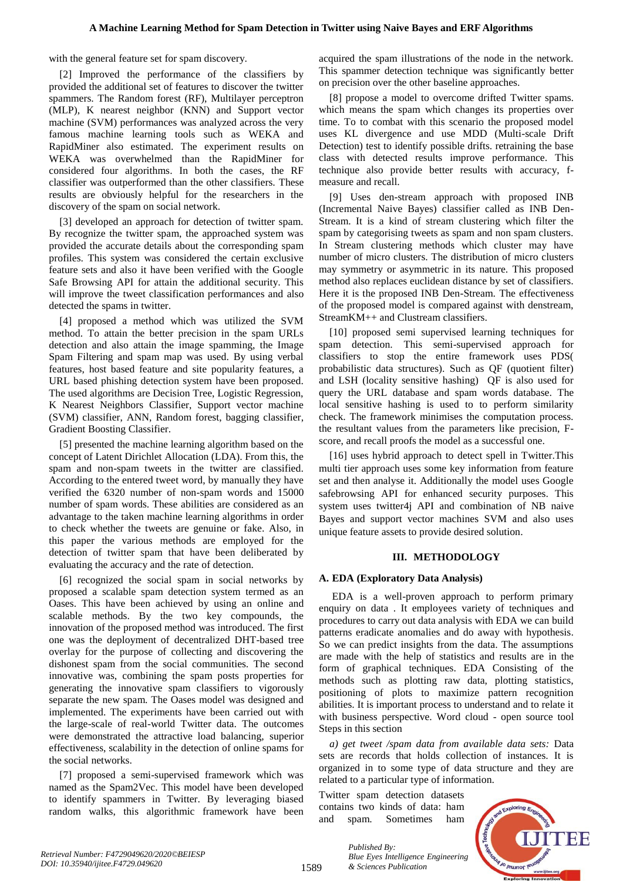with the general feature set for spam discovery.

[2] Improved the performance of the classifiers by provided the additional set of features to discover the twitter spammers. The Random forest (RF), Multilayer perceptron (MLP), K nearest neighbor (KNN) and Support vector machine (SVM) performances was analyzed across the very famous machine learning tools such as WEKA and RapidMiner also estimated. The experiment results on WEKA was overwhelmed than the RapidMiner for considered four algorithms. In both the cases, the RF classifier was outperformed than the other classifiers. These results are obviously helpful for the researchers in the discovery of the spam on social network.

[3] developed an approach for detection of twitter spam. By recognize the twitter spam, the approached system was provided the accurate details about the corresponding spam profiles. This system was considered the certain exclusive feature sets and also it have been verified with the Google Safe Browsing API for attain the additional security. This will improve the tweet classification performances and also detected the spams in twitter.

[4] proposed a method which was utilized the SVM method. To attain the better precision in the spam URLs detection and also attain the image spamming, the Image Spam Filtering and spam map was used. By using verbal features, host based feature and site popularity features, a URL based phishing detection system have been proposed. The used algorithms are Decision Tree, Logistic Regression, K Nearest Neighbors Classifier, Support vector machine (SVM) classifier, ANN, Random forest, bagging classifier, Gradient Boosting Classifier.

[5] presented the machine learning algorithm based on the concept of Latent Dirichlet Allocation (LDA). From this, the spam and non-spam tweets in the twitter are classified. According to the entered tweet word, by manually they have verified the 6320 number of non-spam words and 15000 number of spam words. These abilities are considered as an advantage to the taken machine learning algorithms in order to check whether the tweets are genuine or fake. Also, in this paper the various methods are employed for the detection of twitter spam that have been deliberated by evaluating the accuracy and the rate of detection.

[6] recognized the social spam in social networks by proposed a scalable spam detection system termed as an Oases. This have been achieved by using an online and scalable methods. By the two key compounds, the innovation of the proposed method was introduced. The first one was the deployment of decentralized DHT-based tree overlay for the purpose of collecting and discovering the dishonest spam from the social communities. The second innovative was, combining the spam posts properties for generating the innovative spam classifiers to vigorously separate the new spam. The Oases model was designed and implemented. The experiments have been carried out with the large-scale of real-world Twitter data. The outcomes were demonstrated the attractive load balancing, superior effectiveness, scalability in the detection of online spams for the social networks.

[7] proposed a semi-supervised framework which was named as the Spam2Vec. This model have been developed to identify spammers in Twitter. By leveraging biased random walks, this algorithmic framework have been acquired the spam illustrations of the node in the network. This spammer detection technique was significantly better on precision over the other baseline approaches.

[8] propose a model to overcome drifted Twitter spams. which means the spam which changes its properties over time. To to combat with this scenario the proposed model uses KL divergence and use MDD (Multi-scale Drift Detection) test to identify possible drifts. retraining the base class with detected results improve performance. This technique also provide better results with accuracy, f-measure and recall.

[9] Uses den-stream approach with proposed INB (Incremental Naive Bayes) classifier called as INB Den-Stream. It is a kind of stream clustering which filter the spam by categorising tweets as spam and non spam clusters. In Stream clustering methods which cluster may have number of micro clusters. The distribution of micro clusters may symmetry or asymmetric in its nature. This proposed method also replaces euclidean distance by set of classifiers. Here it is the proposed INB Den-Stream. The effectiveness of the proposed model is compared against with denstream, StreamKM++ and Clustream classifiers.

[10] proposed semi supervised learning techniques for spam detection. This semi-supervised approach for classifiers to stop the entire framework uses PDS( probabilistic data structures). Such as QF (quotient filter) and LSH (locality sensitive hashing) QF is also used for query the URL database and spam words database. The local sensitive hashing is used to to perform similarity check. The framework minimises the computation process. the resultant values from the parameters like precision, F-score, and recall proofs the model as a successful one.

[16] uses hybrid approach to detect spell in Twitter.This multi tier approach uses some key information from feature set and then analyse it. Additionally the model uses Google safebrowsing API for enhanced security purposes. This system uses twitter4j API and combination of NB naive Bayes and support vector machines SVM and also uses unique feature assets to provide desired solution.

## III. METHODOLOGY

### A. EDA (Exploratory Data Analysis)

EDA is a well-proven approach to perform primary enquiry on data . It employees variety of techniques and procedures to carry out data analysis with EDA we can build patterns eradicate anomalies and do away with hypothesis. So we can predict insights from the data. The assumptions are made with the help of statistics and results are in the form of graphical techniques. EDA Consisting of the methods such as plotting raw data, plotting statistics, positioning of plots to maximize pattern recognition abilities. It is important process to understand and to relate it with business perspective. Word cloud - open source tool Steps in this section

*a) get tweet /spam data from available data sets:* Data sets are records that holds collection of instances. It is organized in to some type of data structure and they are related to a particular type of information.

Twitter spam detection datasets contains two kinds of data: ham and spam. Sometimes ham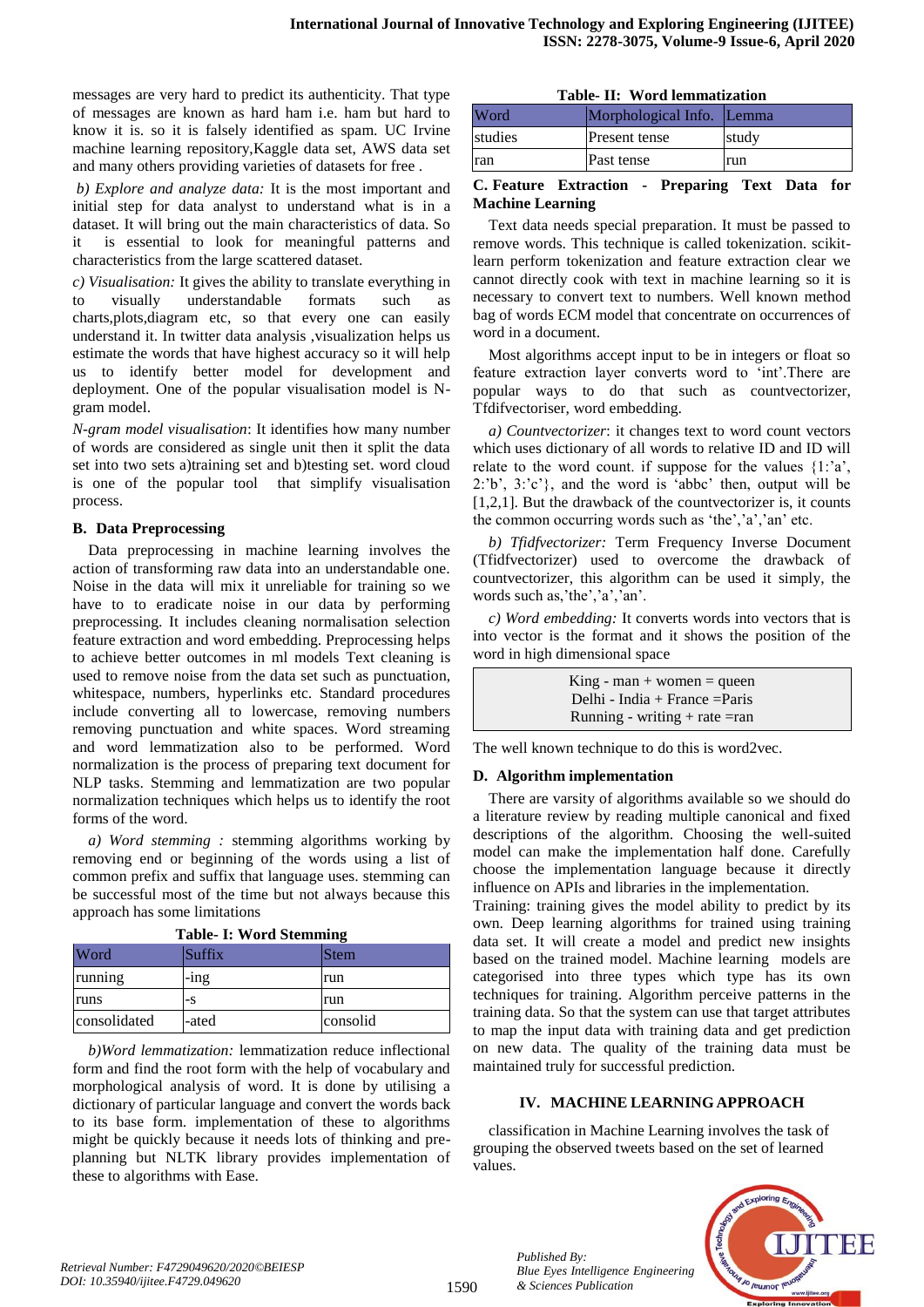messages are very hard to predict its authenticity. That type of messages are known as hard ham i.e. ham but hard to know it is. so it is falsely identified as spam. UC Irvine machine learning repository,Kaggle data set, AWS data set and many others providing varieties of datasets for free .

*b) Explore and analyze data:* It is the most important and initial step for data analyst to understand what is in a dataset. It will bring out the main characteristics of data. So it is essential to look for meaningful patterns and characteristics from the large scattered dataset.

*c) Visualisation:* It gives the ability to translate everything in to visually understandable formats such as charts,plots,diagram etc, so that every one can easily understand it. In twitter data analysis ,visualization helps us estimate the words that have highest accuracy so it will help us to identify better model for development and deployment. One of the popular visualisation model is N-gram model.

*N-gram model visualisation*: It identifies how many number of words are considered as single unit then it split the data set into two sets a)training set and b)testing set. word cloud is one of the popular tool that simplify visualisation process.

### B. Data Preprocessing

Data preprocessing in machine learning involves the action of transforming raw data into an understandable one. Noise in the data will mix it unreliable for training so we have to to eradicate noise in our data by performing preprocessing. It includes cleaning normalisation selection feature extraction and word embedding. Preprocessing helps to achieve better outcomes in ml models Text cleaning is used to remove noise from the data set such as punctuation, whitespace, numbers, hyperlinks etc. Standard procedures include converting all to lowercase, removing numbers removing punctuation and white spaces. Word streaming and word lemmatization also to be performed. Word normalization is the process of preparing text document for NLP tasks. Stemming and lemmatization are two popular normalization techniques which helps us to identify the root forms of the word.

*a) Word stemming :* stemming algorithms working by removing end or beginning of the words using a list of common prefix and suffix that language uses. stemming can be successful most of the time but not always because this approach has some limitations

**Table- I: Word Stemming**

| Word | Suffix | Stem |
|---|---|---|
| running | -ing | run |
| runs | -s | run |
| consolidated | -ated | consolid |

*b)Word lemmatization:* lemmatization reduce inflectional form and find the root form with the help of vocabulary and morphological analysis of word. It is done by utilising a dictionary of particular language and convert the words back to its base form. implementation of these to algorithms might be quickly because it needs lots of thinking and pre-planning but NLTK library provides implementation of these to algorithms with Ease.

**Table- II: Word lemmatization**

| Word | Morphological Info. | Lemma |
|---|---|---|
| studies | Present tense | study |
| ran | Past tense | run |

### C. Feature Extraction - Preparing Text Data for Machine Learning

Text data needs special preparation. It must be passed to remove words. This technique is called tokenization. scikit-learn perform tokenization and feature extraction clear we cannot directly cook with text in machine learning so it is necessary to convert text to numbers. Well known method bag of words ECM model that concentrate on occurrences of word in a document.

Most algorithms accept input to be in integers or float so feature extraction layer converts word to 'int'.There are popular ways to do that such as countvectorizer, Tfdifvectoriser, word embedding.

*a) Countvectorizer*: it changes text to word count vectors which uses dictionary of all words to relative ID and ID will relate to the word count. if suppose for the values {1:'a', 2:'b', 3:'c'}, and the word is 'abbc' then, output will be [1,2,1]. But the drawback of the countvectorizer is, it counts the common occurring words such as 'the','a','an' etc.

*b) Tfidfvectorizer:* Term Frequency Inverse Document (Tfidfvectorizer) used to overcome the drawback of countvectorizer, this algorithm can be used it simply, the words such as,'the','a','an'.

*c) Word embedding:* It converts words into vectors that is into vector is the format and it shows the position of the word in high dimensional space

> King - man + women = queen
> Delhi - India + France =Paris
> Running - writing + rate =ran

The well known technique to do this is word2vec.

### D. Algorithm implementation

There are varsity of algorithms available so we should do a literature review by reading multiple canonical and fixed descriptions of the algorithm. Choosing the well-suited model can make the implementation half done. Carefully choose the implementation language because it directly influence on APIs and libraries in the implementation.

Training: training gives the model ability to predict by its own. Deep learning algorithms for trained using training data set. It will create a model and predict new insights based on the trained model. Machine learning models are categorised into three types which type has its own techniques for training. Algorithm perceive patterns in the training data. So that the system can use that target attributes to map the input data with training data and get prediction on new data. The quality of the training data must be maintained truly for successful prediction.

## IV. MACHINE LEARNING APPROACH

classification in Machine Learning involves the task of grouping the observed tweets based on the set of learned values.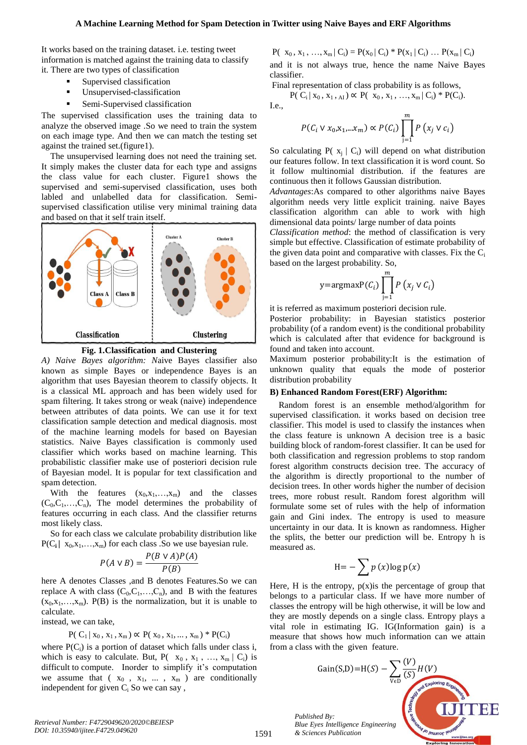It works based on the training dataset. i.e. testing tweet information is matched against the training data to classify it. There are two types of classification

- Supervised classification
- Unsupervised-classification
- Semi-Supervised classification

The supervised classification uses the training data to analyze the observed image .So we need to train the system on each image type. And then we can match the testing set against the trained set.(figure1).

The unsupervised learning does not need the training set. It simply makes the cluster data for each type and assigns the class value for each cluster. Figure1 shows the supervised and semi-supervised classification, uses both labled and unlabelled data for classification. Semi-supervised classification utilise very minimal training data and based on that it self train itself.

**Fig. 1.Classification and Clustering**

*A) Naive Bayes algorithm: N*aive Bayes classifier also known as simple Bayes or independence Bayes is an algorithm that uses Bayesian theorem to classify objects. It is a classical ML approach and has been widely used for spam filtering. It takes strong or weak (naive) independence between attributes of data points. We can use it for text classification sample detection and medical diagnosis. most of the machine learning models for based on Bayesian statistics. Naive Bayes classification is commonly used classifier which works based on machine learning. This probabilistic classifier make use of posteriori decision rule of Bayesian model. It is popular for text classification and spam detection.

With the features $(x_0,x_1,\ldots,x_m)$ and the classes $(C_0,C_1,\ldots,C_n)$, The model determines the probability of features occurring in each class. And the classifier returns most likely class.

So for each class we calculate probability distribution like $P(C_i|\ x_0,x_1,\ldots,x_m)$ for each class .So we use bayesian rule.

$$P(A \vee B) = \frac{P(B \vee A)P(A)}{P(B)}$$

here A denotes Classes ,and B denotes Features.So we can replace A with class $(C_0,C_1,\ldots,C_n)$, and B with the features $(x_0,x_1,\ldots,x_m)$. P(B) is the normalization, but it is unable to calculate.

instead, we can take,

$$P(\ C_1 \,|\, x_0 , x_1 , x_m ) \propto P(\ x_0 , x_1, \ldots , x_m ) * P(C_i)$$

where $P(C_i)$ is a portion of dataset which falls under class i, which is easy to calculate. But, $P(\ x_0 , x_1 , \ldots, x_m \,|\, C_i)$ is difficult to compute. Inorder to simplify it's computation we assume that $(\ x_0\ ,\ x_1,\ \ldots\ ,\ x_m\ )$ are conditionally independent for given $C_i$ So we can say ,

$$P(\ x_0 , x_1 , \ldots, x_m \,|\, C_i) = P(x_0 \,|\, C_i) * P(x_1 \,|\, C_i) \ldots P(x_m \,|\, C_i)$$

and it is not always true, hence the name Naive Bayes classifier.

Final representation of class probability is as follows,

$$P(\ C_i \,|\, x_0 , x_1 , {}_{AI}\ ) \propto P(\ x_0 , x_1 , \ldots, x_m \,|\, C_i) * P(C_i).$$

I.e.,

$$P(C_i \vee x_0,x_1,\ldots x_m) \propto P(C_i) \prod_{j=1}^{m} P\left(x_j \vee c_i\right)$$

So calculating $P(\ x_j \,|\, C_i)$ will depend on what distribution our features follow. In text classification it is word count. So it follow multinomial distribution. if the features are continuous then it follows Gaussian distribution.

*Advantages*:As compared to other algorithms naive Bayes algorithm needs very little explicit training. naive Bayes classification algorithm can able to work with high dimensional data points/ large number of data points

*Classification method*: the method of classification is very simple but effective. Classification of estimate probability of the given data point and comparative with classes. Fix the $C_i$ based on the largest probability. So,

$$y=\text{argmax}P(C_i) \prod_{j=1}^{m} P\left(x_j \vee C_i\right)$$

it is referred as maximum posteriori decision rule.

Posterior probability: in Bayesian statistics posterior probability (of a random event) is the conditional probability which is calculated after that evidence for background is found and taken into account.

Maximum posterior probability:It is the estimation of unknown quality that equals the mode of posterior distribution probability

**B) Enhanced Random Forest(ERF) Algorithm:**

Random forest is an ensemble method/algorithm for supervised classification. it works based on decision tree classifier. This model is used to classify the instances when the class feature is unknown A decision tree is a basic building block of random-forest classifier. It can be used for both classification and regression problems to stop random forest algorithm constructs decision tree. The accuracy of the algorithm is directly proportional to the number of decision trees. In other words higher the number of decision trees, more robust result. Random forest algorithm will formulate some set of rules with the help of information gain and Gini index. The entropy is used to measure uncertainity in our data. It is known as randomness. Higher the splits, the better our prediction will be. Entropy h is measured as.

$$\text{H}= -\sum p\,(x) \log \text{p}(x)$$

Here, H is the entropy, p(x)is the percentage of group that belongs to a particular class. If we have more number of classes the entropy will be high otherwise, it will be low and they are mostly depends on a single class. Entropy plays a vital role in estimating IG. IG(Information gain) is a measure that shows how much information can we attain from a class with the given feature.

$$\text{Gain(S,D)}=\text{H}(S) - \sum_{V \in D} \frac{(V)}{(S)} H(V)$$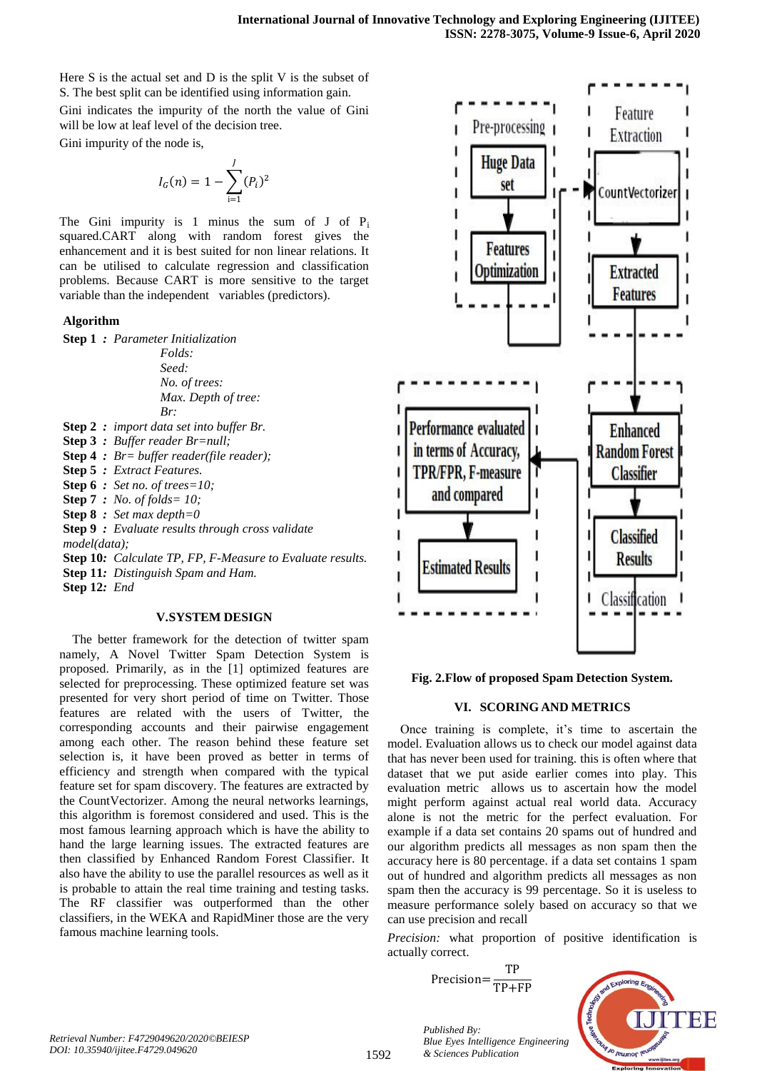Here S is the actual set and D is the split V is the subset of S. The best split can be identified using information gain.

Gini indicates the impurity of the north the value of Gini will be low at leaf level of the decision tree.

Gini impurity of the node is,

$$I_G(n) = 1 - \sum_{i=1}^{J} (P_i)^2$$

The Gini impurity is 1 minus the sum of J of $P_i$ squared.CART along with random forest gives the enhancement and it is best suited for non linear relations. It can be utilised to calculate regression and classification problems. Because CART is more sensitive to the target variable than the independent variables (predictors).

**Algorithm**

**Step 1 :** *Parameter Initialization*
*Folds:*
*Seed:*
*No. of trees:*
*Max. Depth of tree:*
*Br:*
**Step 2 :** *import data set into buffer Br.*
**Step 3 :** *Buffer reader Br=null;*
**Step 4 :** *Br= buffer reader(file reader);*
**Step 5 :** *Extract Features.*
**Step 6 :** *Set no. of trees=10;*
**Step 7 :** *No. of folds= 10;*
**Step 8 :** *Set max depth=0*
**Step 9 :** *Evaluate results through cross validate model(data);*
**Step 10:** *Calculate TP, FP, F-Measure to Evaluate results.*
**Step 11:** *Distinguish Spam and Ham.*
**Step 12:** *End*

## V.SYSTEM DESIGN

The better framework for the detection of twitter spam namely, A Novel Twitter Spam Detection System is proposed. Primarily, as in the [1] optimized features are selected for preprocessing. These optimized feature set was presented for very short period of time on Twitter. Those features are related with the users of Twitter, the corresponding accounts and their pairwise engagement among each other. The reason behind these feature set selection is, it have been proved as better in terms of efficiency and strength when compared with the typical feature set for spam discovery. The features are extracted by the CountVectorizer. Among the neural networks learnings, this algorithm is foremost considered and used. This is the most famous learning approach which is have the ability to hand the large learning issues. The extracted features are then classified by Enhanced Random Forest Classifier. It also have the ability to use the parallel resources as well as it is probable to attain the real time training and testing tasks. The RF classifier was outperformed than the other classifiers, in the WEKA and RapidMiner those are the very famous machine learning tools.

Pre-processing: Huge Data set → Features Optimization
Feature Extraction: CountVectorizer → Extracted Features
Classification: Enhanced Random Forest Classifier → Classified Results
Performance evaluated in terms of Accuracy, TPR/FPR, F-measure and compared → Estimated Results

**Fig. 2.Flow of proposed Spam Detection System.**

## VI. SCORING AND METRICS

Once training is complete, it's time to ascertain the model. Evaluation allows us to check our model against data that has never been used for training. this is often where that dataset that we put aside earlier comes into play. This evaluation metric allows us to ascertain how the model might perform against actual real world data. Accuracy alone is not the metric for the perfect evaluation. For example if a data set contains 20 spams out of hundred and our algorithm predicts all messages as non spam then the accuracy here is 80 percentage. if a data set contains 1 spam out of hundred and algorithm predicts all messages as non spam then the accuracy is 99 percentage. So it is useless to measure performance solely based on accuracy so that we can use precision and recall

*Precision:* what proportion of positive identification is actually correct.

$$\text{Precision}=\frac{\text{TP}}{\text{TP+FP}}$$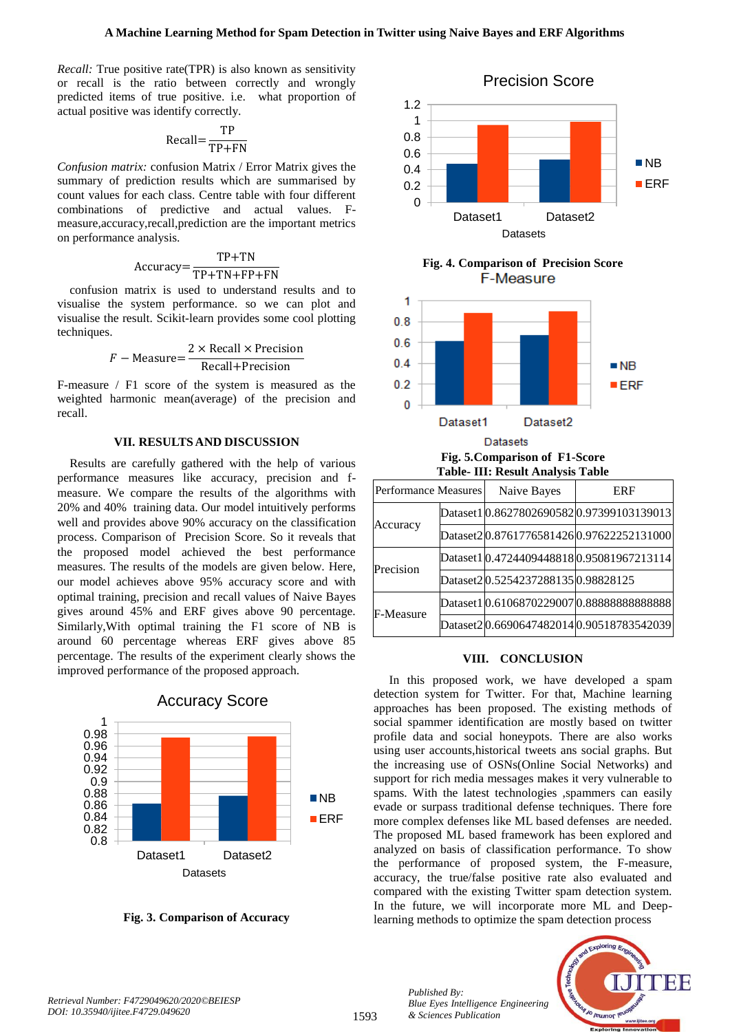*Recall:* True positive rate(TPR) is also known as sensitivity or recall is the ratio between correctly and wrongly predicted items of true positive. i.e. what proportion of actual positive was identify correctly.

$$\text{Recall}=\frac{\text{TP}}{\text{TP+FN}}$$

*Confusion matrix:* confusion Matrix / Error Matrix gives the summary of prediction results which are summarised by count values for each class. Centre table with four different combinations of predictive and actual values. F-measure,accuracy,recall,prediction are the important metrics on performance analysis.

$$\text{Accuracy}=\frac{\text{TP+TN}}{\text{TP+TN+FP+FN}}$$

confusion matrix is used to understand results and to visualise the system performance. so we can plot and visualise the result. Scikit-learn provides some cool plotting techniques.

$$F-\text{Measure}=\frac{2\times\text{Recall}\times\text{Precision}}{\text{Recall+Precision}}$$

F-measure / F1 score of the system is measured as the weighted harmonic mean(average) of the precision and recall.

## VII. RESULTS AND DISCUSSION

Results are carefully gathered with the help of various performance measures like accuracy, precision and f-measure. We compare the results of the algorithms with 20% and 40% training data. Our model intuitively performs well and provides above 90% accuracy on the classification process. Comparison of Precision Score. So it reveals that the proposed model achieved the best performance measures. The results of the models are given below. Here, our model achieves above 95% accuracy score and with optimal training, precision and recall values of Naive Bayes gives around 45% and ERF gives above 90 percentage. Similarly,With optimal training the F1 score of NB is around 60 percentage whereas ERF gives above 85 percentage. The results of the experiment clearly shows the improved performance of the proposed approach.

**Fig. 3. Comparison of Accuracy**

**Fig. 4. Comparison of Precision Score**

**Fig. 5.Comparison of F1-Score**

**Table- III: Result Analysis Table**

| Performance Measures | | Naive Bayes | ERF |
|---|---|---|---|
| Accuracy | Dataset1 | 0.8627802690582 | 0.97399103139013 |
| | Dataset2 | 0.8761776581426 | 0.97622252131000 |
| Precision | Dataset1 | 0.4724409448818 | 0.95081967213114 |
| | Dataset2 | 0.5254237288135 | 0.98828125 |
| F-Measure | Dataset1 | 0.6106870229007 | 0.88888888888888 |
| | Dataset2 | 0.6690647482014 | 0.90518783542039 |

## VIII. CONCLUSION

In this proposed work, we have developed a spam detection system for Twitter. For that, Machine learning approaches has been proposed. The existing methods of social spammer identification are mostly based on twitter profile data and social honeypots. There are also works using user accounts,historical tweets ans social graphs. But the increasing use of OSNs(Online Social Networks) and support for rich media messages makes it very vulnerable to spams. With the latest technologies ,spammers can easily evade or surpass traditional defense techniques. There fore more complex defenses like ML based defenses are needed. The proposed ML based framework has been explored and analyzed on basis of classification performance. To show the performance of proposed system, the F-measure, accuracy, the true/false positive rate also evaluated and compared with the existing Twitter spam detection system. In the future, we will incorporate more ML and Deep-learning methods to optimize the spam detection process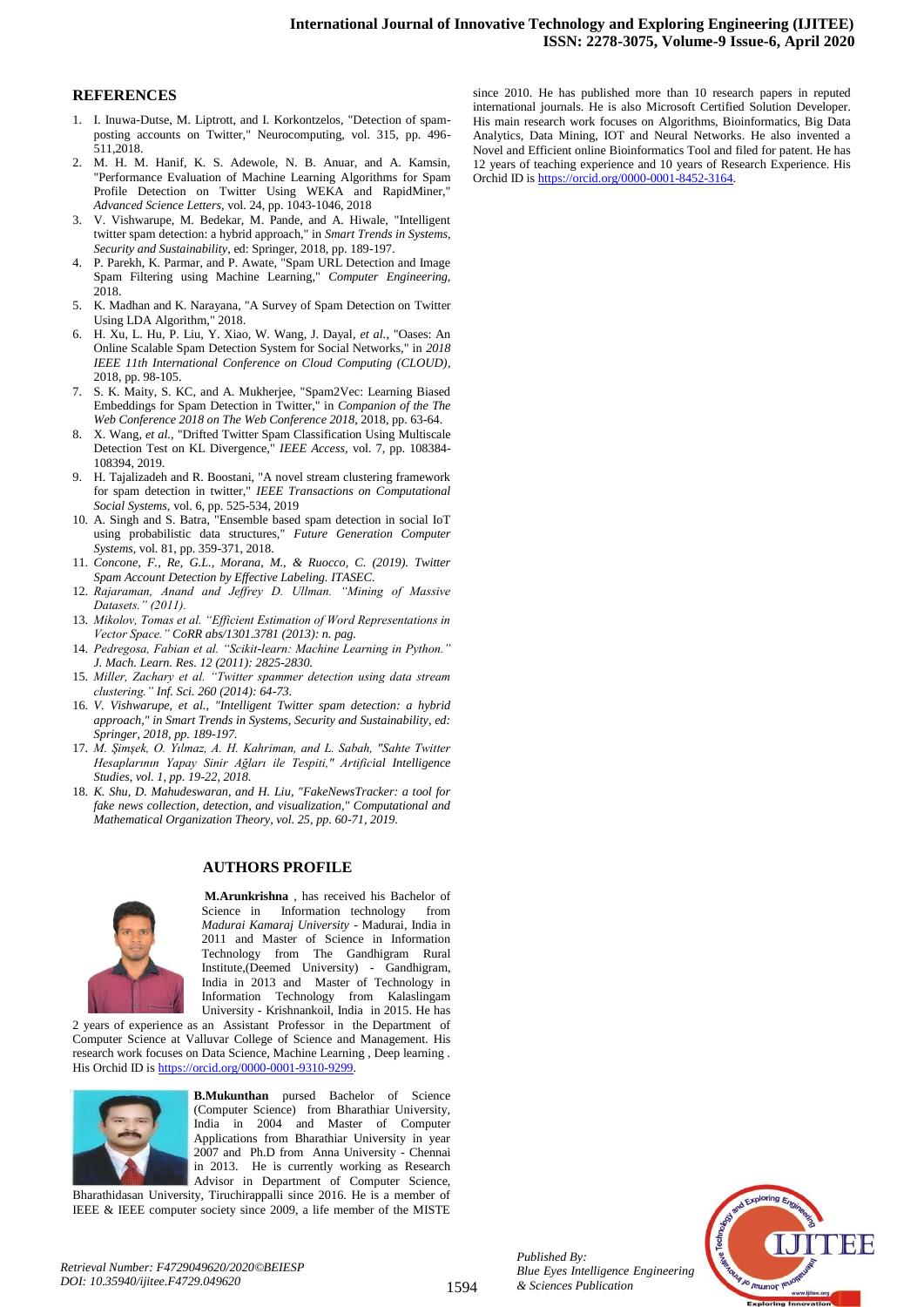## REFERENCES

1. I. Inuwa-Dutse, M. Liptrott, and I. Korkontzelos, "Detection of spam-posting accounts on Twitter," Neurocomputing, vol. 315, pp. 496-511,2018.
2. M. H. M. Hanif, K. S. Adewole, N. B. Anuar, and A. Kamsin, "Performance Evaluation of Machine Learning Algorithms for Spam Profile Detection on Twitter Using WEKA and RapidMiner," *Advanced Science Letters*, vol. 24, pp. 1043-1046, 2018
3. V. Vishwarupe, M. Bedekar, M. Pande, and A. Hiwale, "Intelligent twitter spam detection: a hybrid approach," in *Smart Trends in Systems, Security and Sustainability*, ed: Springer, 2018, pp. 189-197.
4. P. Parekh, K. Parmar, and P. Awate, "Spam URL Detection and Image Spam Filtering using Machine Learning," *Computer Engineering*, 2018.
5. K. Madhan and K. Narayana, "A Survey of Spam Detection on Twitter Using LDA Algorithm," 2018.
6. H. Xu, L. Hu, P. Liu, Y. Xiao, W. Wang, J. Dayal, *et al.*, "Oases: An Online Scalable Spam Detection System for Social Networks," in *2018 IEEE 11th International Conference on Cloud Computing (CLOUD)*, 2018, pp. 98-105.
7. S. K. Maity, S. KC, and A. Mukherjee, "Spam2Vec: Learning Biased Embeddings for Spam Detection in Twitter," in *Companion of the The Web Conference 2018 on The Web Conference 2018*, 2018, pp. 63-64.
8. X. Wang, *et al.*, "Drifted Twitter Spam Classification Using Multiscale Detection Test on KL Divergence," *IEEE Access*, vol. 7, pp. 108384-108394, 2019.
9. H. Tajalizadeh and R. Boostani, "A novel stream clustering framework for spam detection in twitter," *IEEE Transactions on Computational Social Systems*, vol. 6, pp. 525-534, 2019
10. A. Singh and S. Batra, "Ensemble based spam detection in social IoT using probabilistic data structures," *Future Generation Computer Systems*, vol. 81, pp. 359-371, 2018.
11. *Concone, F., Re, G.L., Morana, M., & Ruocco, C. (2019). Twitter Spam Account Detection by Effective Labeling. ITASEC.*
12. *Rajaraman, Anand and Jeffrey D. Ullman. "Mining of Massive Datasets." (2011).*
13. *Mikolov, Tomas et al. "Efficient Estimation of Word Representations in Vector Space." CoRR abs/1301.3781 (2013): n. pag.*
14. *Pedregosa, Fabian et al. "Scikit-learn: Machine Learning in Python." J. Mach. Learn. Res. 12 (2011): 2825-2830.*
15. *Miller, Zachary et al. "Twitter spammer detection using data stream clustering." Inf. Sci. 260 (2014): 64-73.*
16. *V. Vishwarupe, et al., "Intelligent Twitter spam detection: a hybrid approach," in Smart Trends in Systems, Security and Sustainability, ed: Springer, 2018, pp. 189-197.*
17. *M. Şimşek, O. Yılmaz, A. H. Kahriman, and L. Sabah, "Sahte Twitter Hesaplarının Yapay Sinir Ağları ile Tespiti," Artificial Intelligence Studies, vol. 1, pp. 19-22, 2018.*
18. *K. Shu, D. Mahudeswaran, and H. Liu, "FakeNewsTracker: a tool for fake news collection, detection, and visualization," Computational and Mathematical Organization Theory, vol. 25, pp. 60-71, 2019.*

## AUTHORS PROFILE

**M.Arunkrishna** , has received his Bachelor of Science in Information technology from *Madurai Kamaraj University* - Madurai, India in 2011 and Master of Science in Information Technology from The Gandhigram Rural Institute,(Deemed University) - Gandhigram, India in 2013 and Master of Technology in Information Technology from Kalaslingam University - Krishnankoil, India in 2015. He has 2 years of experience as an Assistant Professor in the Department of Computer Science at Valluvar College of Science and Management. His research work focuses on Data Science, Machine Learning , Deep learning . His Orchid ID is https://orcid.org/0000-0001-9310-9299.

**B.Mukunthan** pursed Bachelor of Science (Computer Science) from Bharathiar University, India in 2004 and Master of Computer Applications from Bharathiar University in year 2007 and Ph.D from Anna University - Chennai in 2013. He is currently working as Research Advisor in Department of Computer Science, Bharathidasan University, Tiruchirappalli since 2016. He is a member of IEEE & IEEE computer society since 2009, a life member of the MISTE since 2010. He has published more than 10 research papers in reputed international journals. He is also Microsoft Certified Solution Developer. His main research work focuses on Algorithms, Bioinformatics, Big Data Analytics, Data Mining, IOT and Neural Networks. He also invented a Novel and Efficient online Bioinformatics Tool and filed for patent. He has 12 years of teaching experience and 10 years of Research Experience. His Orchid ID is https://orcid.org/0000-0001-8452-3164.